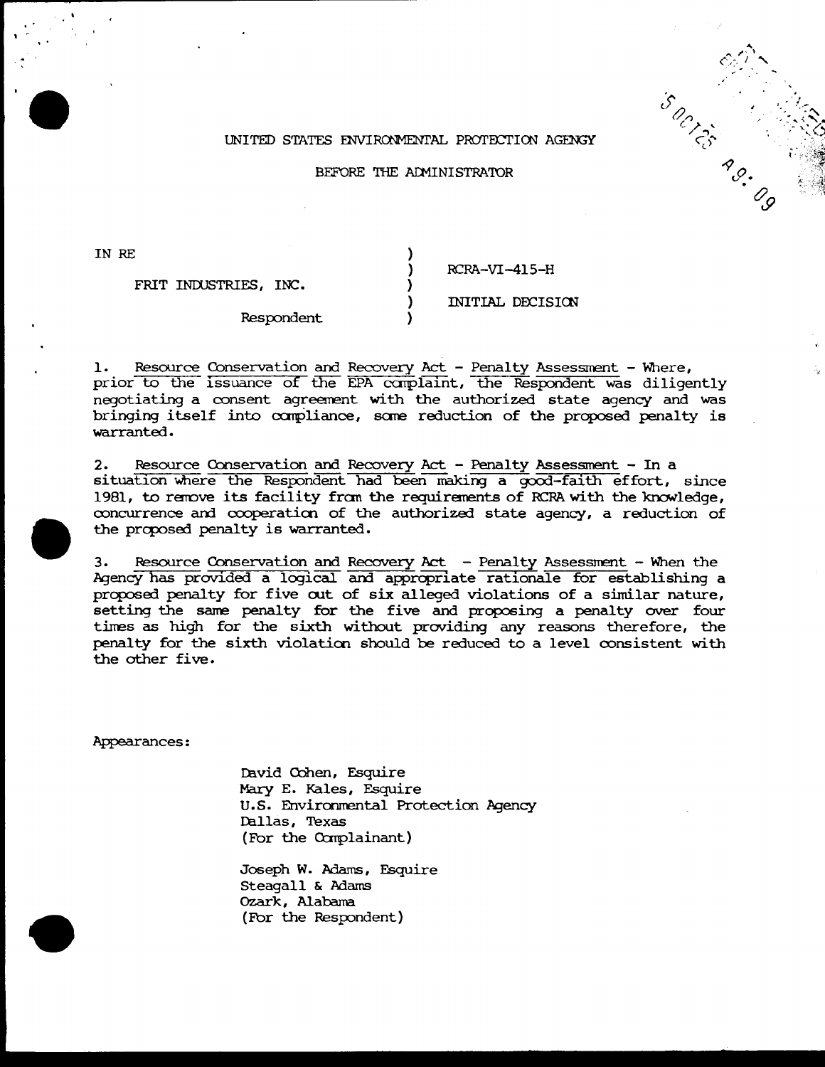UNITED STATES ENVIRONMENTAL PROTECTION AGENCY

BEFORE THE ADMINISTRATOR

| IN RE | ) | |
|---|---|---|
| | ) | RCRA-VI-415-H |
| FRIT INDUSTRIES, INC. | ) | |
| | ) | INITIAL DECISION |
| Respondent | ) | |

1. Resource Conservation and Recovery Act - Penalty Assessment - Where, prior to the issuance of the EPA complaint, the Respondent was diligently negotiating a consent agreement with the authorized state agency and was bringing itself into compliance, some reduction of the proposed penalty is warranted.

2. Resource Conservation and Recovery Act - Penalty Assessment - In a situation where the Respondent had been making a good-faith effort, since 1981, to remove its facility from the requirements of RCRA with the knowledge, concurrence and cooperation of the authorized state agency, a reduction of the proposed penalty is warranted.

3. Resource Conservation and Recovery Act - Penalty Assessment - When the Agency has provided a logical and appropriate rationale for establishing a proposed penalty for five out of six alleged violations of a similar nature, setting the same penalty for the five and proposing a penalty over four times as high for the sixth without providing any reasons therefore, the penalty for the sixth violation should be reduced to a level consistent with the other five.

Appearances:

David Cohen, Esquire
Mary E. Kales, Esquire
U.S. Environmental Protection Agency
Dallas, Texas
(For the Complainant)

Joseph W. Adams, Esquire
Steagall & Adams
Ozark, Alabama
(For the Respondent)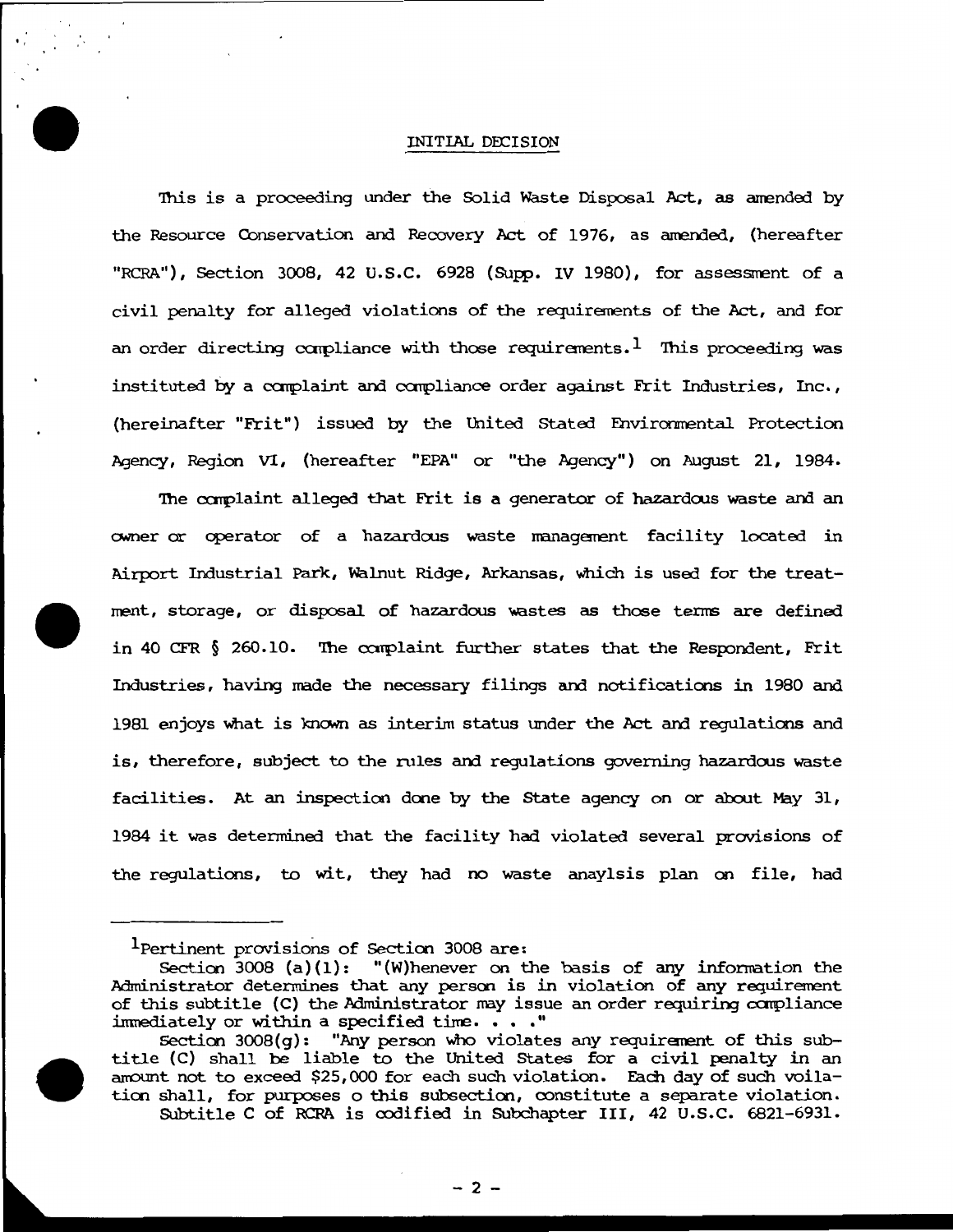## INITIAL DECISION

This is a proceeding under the Solid Waste Disposal Act, as amended by the Resource Conservation and Recovery Act of 1976, as amended, (hereafter "RCRA"), Section 3008, 42 U.S.C. 6928 (Supp. IV 1980), for assessment of a civil penalty for alleged violations of the requirements of the Act, and for an order directing compliance with those requirements.[1] This proceeding was instituted by a complaint and compliance order against Frit Industries, Inc., (hereinafter "Frit") issued by the United Stated Environmental Protection Agency, Region VI, (hereafter "EPA" or "the Agency") on August 21, 1984.

The complaint alleged that Frit is a generator of hazardous waste and an owner or operator of a hazardous waste management facility located in Airport Industrial Park, Walnut Ridge, Arkansas, which is used for the treatment, storage, or disposal of hazardous wastes as those terms are defined in 40 CFR § 260.10. The complaint further states that the Respondent, Frit Industries, having made the necessary filings and notifications in 1980 and 1981 enjoys what is known as interim status under the Act and regulations and is, therefore, subject to the rules and regulations governing hazardous waste facilities. At an inspection done by the State agency on or about May 31, 1984 it was determined that the facility had violated several provisions of the regulations, to wit, they had no waste anaylsis plan on file, had

---

[1]Pertinent provisions of Section 3008 are:

Section 3008 (a)(1): "(W)henever on the basis of any information the Administrator determines that any person is in violation of any requirement of this subtitle (C) the Administrator may issue an order requiring compliance immediately or within a specified time. . . ."

Section 3008(g): "Any person who violates any requirement of this subtitle (C) shall be liable to the United States for a civil penalty in an amount not to exceed $25,000 for each such violation. Each day of such voilation shall, for purposes o this subsection, constitute a separate violation.

Subtitle C of RCRA is codified in Subchapter III, 42 U.S.C. 6821-6931.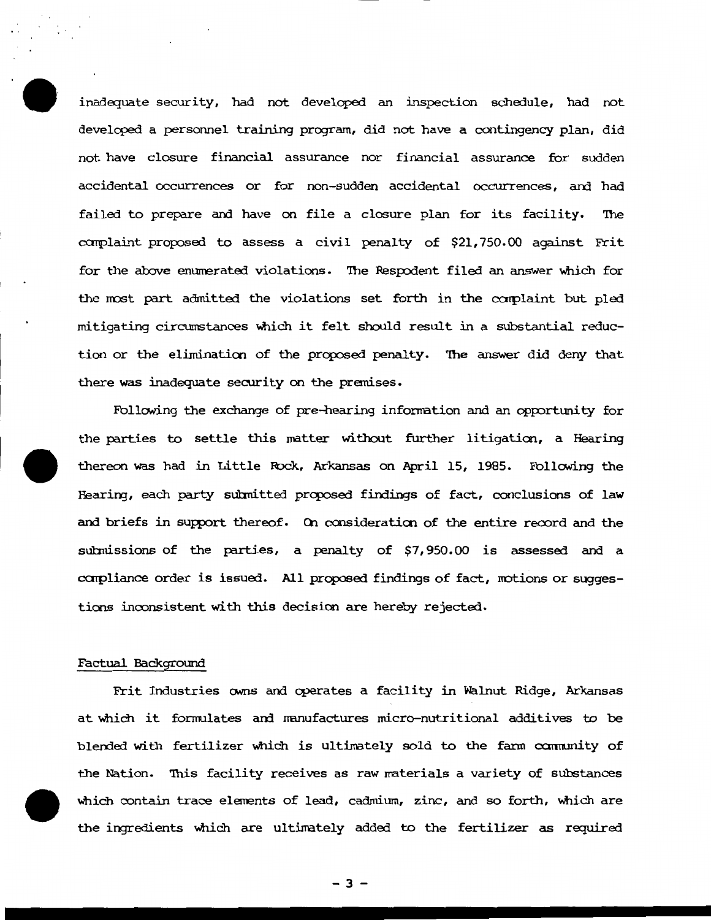inadequate security, had not developed an inspection schedule, had not developed a personnel training program, did not have a contingency plan, did not have closure financial assurance nor financial assurance for sudden accidental occurrences or for non-sudden accidental occurrences, and had failed to prepare and have on file a closure plan for its facility. The complaint proposed to assess a civil penalty of $21,750.00 against Frit for the above enumerated violations. The Respodent filed an answer which for the most part admitted the violations set forth in the complaint but pled mitigating circumstances which it felt should result in a substantial reduction or the elimination of the proposed penalty. The answer did deny that there was inadequate security on the premises.

Following the exchange of pre-hearing information and an opportunity for the parties to settle this matter without further litigation, a Hearing thereon was had in Little Rock, Arkansas on April 15, 1985. Following the Hearing, each party submitted proposed findings of fact, conclusions of law and briefs in support thereof. On consideration of the entire record and the submissions of the parties, a penalty of $7,950.00 is assessed and a compliance order is issued. All proposed findings of fact, motions or suggestions inconsistent with this decision are hereby rejected.

## Factual Background

Frit Industries owns and operates a facility in Walnut Ridge, Arkansas at which it formulates and manufactures micro-nutritional additives to be blended with fertilizer which is ultimately sold to the farm community of the Nation. This facility receives as raw materials a variety of substances which contain trace elements of lead, cadmium, zinc, and so forth, which are the ingredients which are ultimately added to the fertilizer as required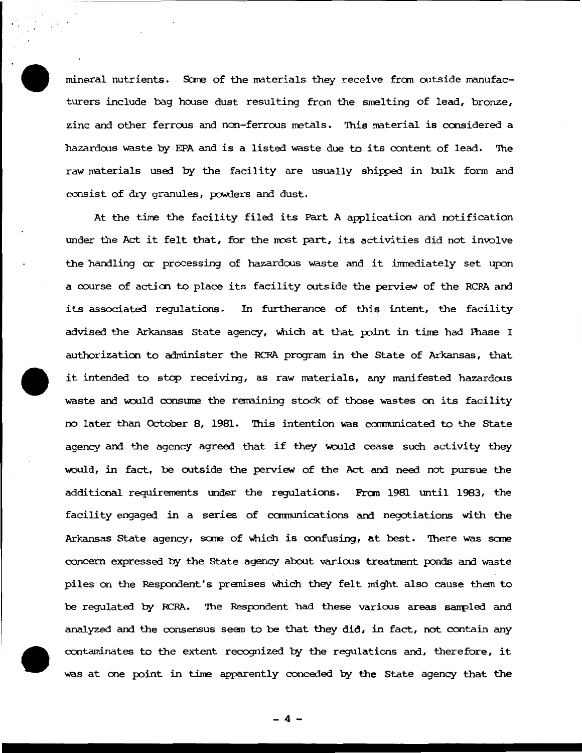mineral nutrients. Some of the materials they receive from outside manufacturers include bag house dust resulting from the smelting of lead, bronze, zinc and other ferrous and non-ferrous metals. This material is considered a hazardous waste by EPA and is a listed waste due to its content of lead. The raw materials used by the facility are usually shipped in bulk form and consist of dry granules, powders and dust.

At the time the facility filed its Part A application and notification under the Act it felt that, for the most part, its activities did not involve the handling or processing of hazardous waste and it immediately set upon a course of action to place its facility outside the perview of the RCRA and its associated regulations. In furtherance of this intent, the facility advised the Arkansas State agency, which at that point in time had Phase I authorization to administer the RCRA program in the State of Arkansas, that it intended to stop receiving, as raw materials, any manifested hazardous waste and would consume the remaining stock of those wastes on its facility no later than October 8, 1981. This intention was communicated to the State agency and the agency agreed that if they would cease such activity they would, in fact, be outside the perview of the Act and need not pursue the additional requirements under the regulations. From 1981 until 1983, the facility engaged in a series of communications and negotiations with the Arkansas State agency, some of which is confusing, at best. There was some concern expressed by the State agency about various treatment ponds and waste piles on the Respondent's premises which they felt might also cause them to be regulated by RCRA. The Respondent had these various areas sampled and analyzed and the consensus seem to be that they did, in fact, not contain any contaminates to the extent recognized by the regulations and, therefore, it was at one point in time apparently conceded by the State agency that the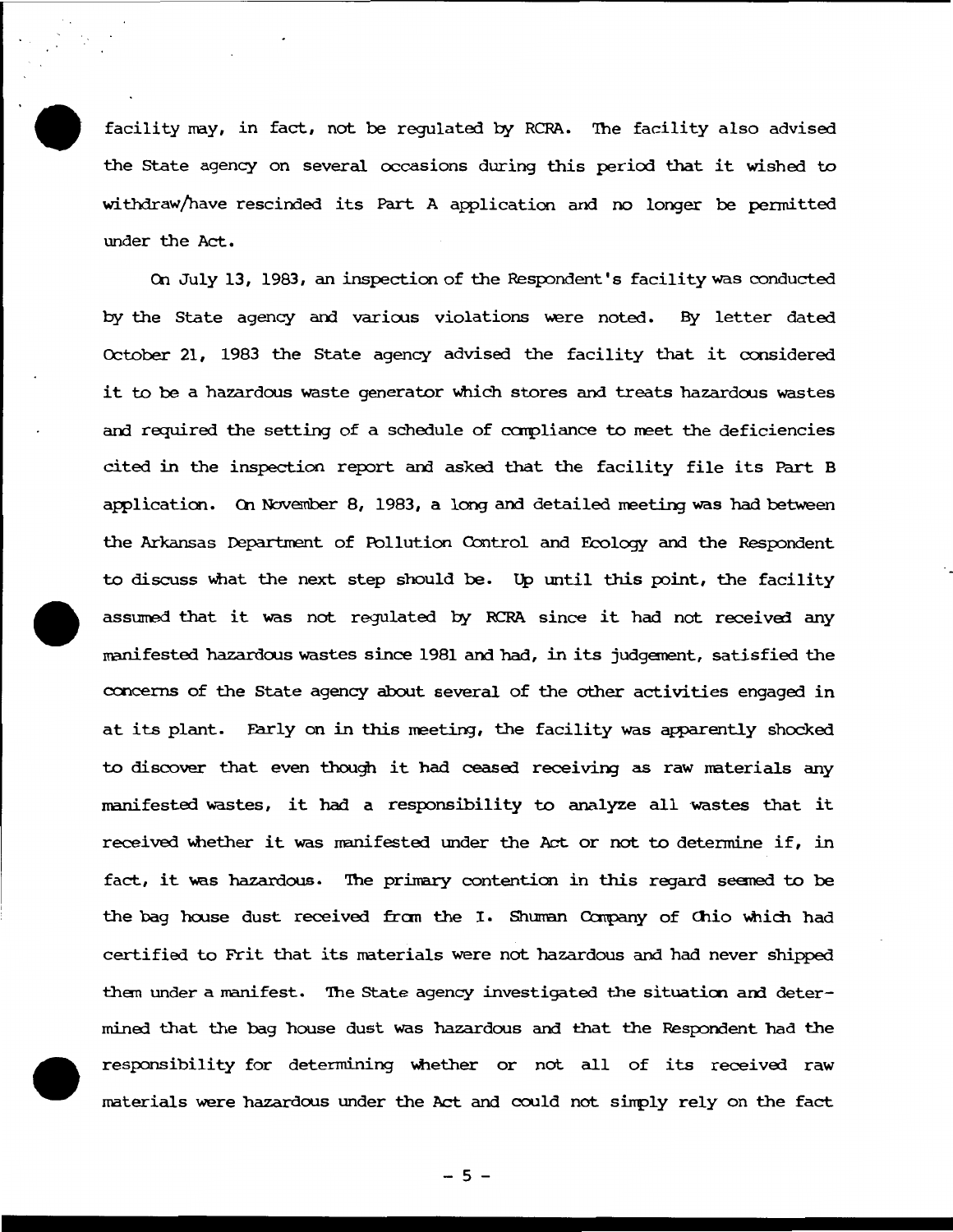facility may, in fact, not be regulated by RCRA. The facility also advised the State agency on several occasions during this period that it wished to withdraw/have rescinded its Part A application and no longer be permitted under the Act.

On July 13, 1983, an inspection of the Respondent's facility was conducted by the State agency and various violations were noted. By letter dated October 21, 1983 the State agency advised the facility that it considered it to be a hazardous waste generator which stores and treats hazardous wastes and required the setting of a schedule of compliance to meet the deficiencies cited in the inspection report and asked that the facility file its Part B application. On November 8, 1983, a long and detailed meeting was had between the Arkansas Department of Pollution Control and Ecology and the Respondent to discuss what the next step should be. Up until this point, the facility assumed that it was not regulated by RCRA since it had not received any manifested hazardous wastes since 1981 and had, in its judgement, satisfied the concerns of the State agency about several of the other activities engaged in at its plant. Early on in this meeting, the facility was apparently shocked to discover that even though it had ceased receiving as raw materials any manifested wastes, it had a responsibility to analyze all wastes that it received whether it was manifested under the Act or not to determine if, in fact, it was hazardous. The primary contention in this regard seemed to be the bag house dust received from the I. Shuman Company of Ohio which had certified to Frit that its materials were not hazardous and had never shipped them under a manifest. The State agency investigated the situation and determined that the bag house dust was hazardous and that the Respondent had the responsibility for determining whether or not all of its received raw materials were hazardous under the Act and could not simply rely on the fact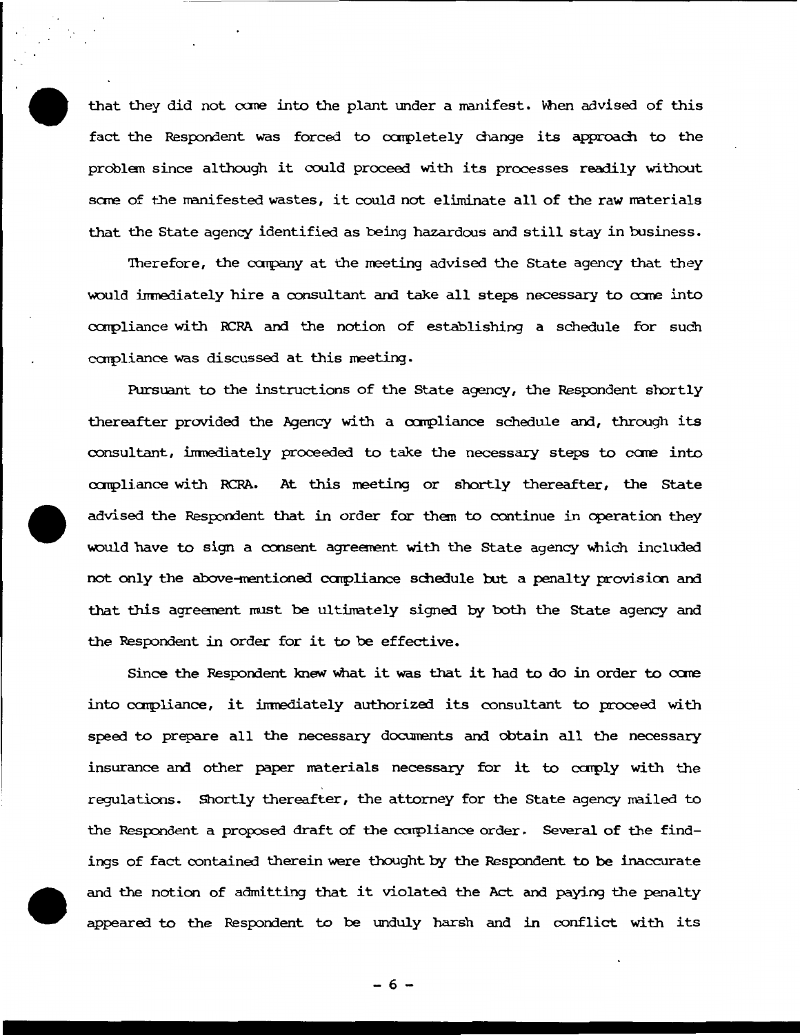that they did not come into the plant under a manifest. When advised of this fact the Respondent was forced to completely change its approach to the problem since although it could proceed with its processes readily without some of the manifested wastes, it could not eliminate all of the raw materials that the State agency identified as being hazardous and still stay in business.

Therefore, the company at the meeting advised the State agency that they would immediately hire a consultant and take all steps necessary to come into compliance with RCRA and the notion of establishing a schedule for such compliance was discussed at this meeting.

Pursuant to the instructions of the State agency, the Respondent shortly thereafter provided the Agency with a compliance schedule and, through its consultant, immediately proceeded to take the necessary steps to come into compliance with RCRA. At this meeting or shortly thereafter, the State advised the Respondent that in order for them to continue in operation they would have to sign a consent agreement with the State agency which included not only the above-mentioned compliance schedule but a penalty provision and that this agreement must be ultimately signed by both the State agency and the Respondent in order for it to be effective.

Since the Respondent knew what it was that it had to do in order to come into compliance, it immediately authorized its consultant to proceed with speed to prepare all the necessary documents and obtain all the necessary insurance and other paper materials necessary for it to comply with the regulations. Shortly thereafter, the attorney for the State agency mailed to the Respondent a proposed draft of the compliance order. Several of the findings of fact contained therein were thought by the Respondent to be inaccurate and the notion of admitting that it violated the Act and paying the penalty appeared to the Respondent to be unduly harsh and in conflict with its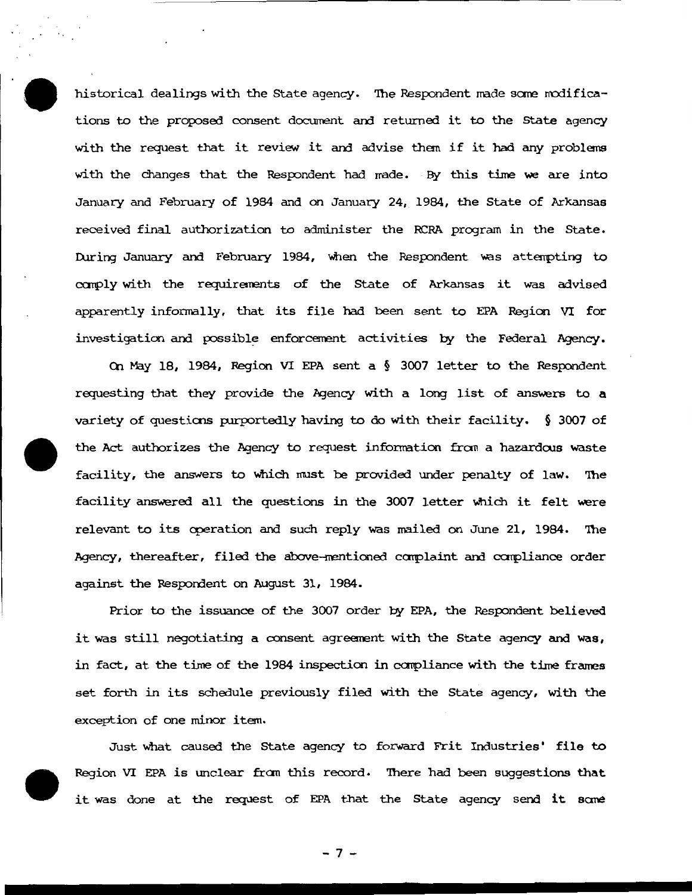historical dealings with the State agency. The Respondent made some modifications to the proposed consent document and returned it to the State agency with the request that it review it and advise them if it had any problems with the changes that the Respondent had made. By this time we are into January and February of 1984 and on January 24, 1984, the State of Arkansas received final authorization to administer the RCRA program in the State. During January and February 1984, when the Respondent was attempting to comply with the requirements of the State of Arkansas it was advised apparently informally, that its file had been sent to EPA Region VI for investigation and possible enforcement activities by the Federal Agency.

On May 18, 1984, Region VI EPA sent a § 3007 letter to the Respondent requesting that they provide the Agency with a long list of answers to a variety of questions purportedly having to do with their facility. § 3007 of the Act authorizes the Agency to request information from a hazardous waste facility, the answers to which must be provided under penalty of law. The facility answered all the questions in the 3007 letter which it felt were relevant to its operation and such reply was mailed on June 21, 1984. The Agency, thereafter, filed the above-mentioned complaint and compliance order against the Respondent on August 31, 1984.

Prior to the issuance of the 3007 order by EPA, the Respondent believed it was still negotiating a consent agreement with the State agency and was, in fact, at the time of the 1984 inspection in compliance with the time frames set forth in its schedule previously filed with the State agency, with the exception of one minor item.

Just what caused the State agency to forward Frit Industries' file to Region VI EPA is unclear from this record. There had been suggestions that it was done at the request of EPA that the State agency send it some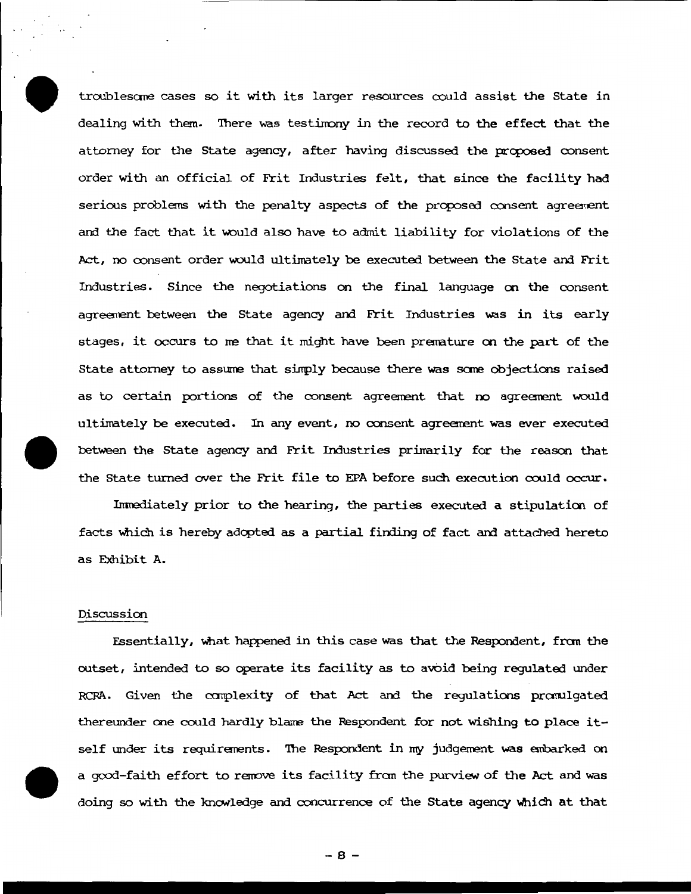troublesome cases so it with its larger resources could assist the State in dealing with them. There was testimony in the record to the effect that the attorney for the State agency, after having discussed the proposed consent order with an official of Frit Industries felt, that since the facility had serious problems with the penalty aspects of the proposed consent agreement and the fact that it would also have to admit liability for violations of the Act, no consent order would ultimately be executed between the State and Frit Industries. Since the negotiations on the final language on the consent agreement between the State agency and Frit Industries was in its early stages, it occurs to me that it might have been premature on the part of the State attorney to assume that simply because there was some objections raised as to certain portions of the consent agreement that no agreement would ultimately be executed. In any event, no consent agreement was ever executed between the State agency and Frit Industries primarily for the reason that the State turned over the Frit file to EPA before such execution could occur.

Immediately prior to the hearing, the parties executed a stipulation of facts which is hereby adopted as a partial finding of fact and attached hereto as Exhibit A.

## Discussion

Essentially, what happened in this case was that the Respondent, from the outset, intended to so operate its facility as to avoid being regulated under RCRA. Given the complexity of that Act and the regulations promulgated thereunder one could hardly blame the Respondent for not wishing to place itself under its requirements. The Respondent in my judgement was embarked on a good-faith effort to remove its facility from the purview of the Act and was doing so with the knowledge and concurrence of the State agency which at that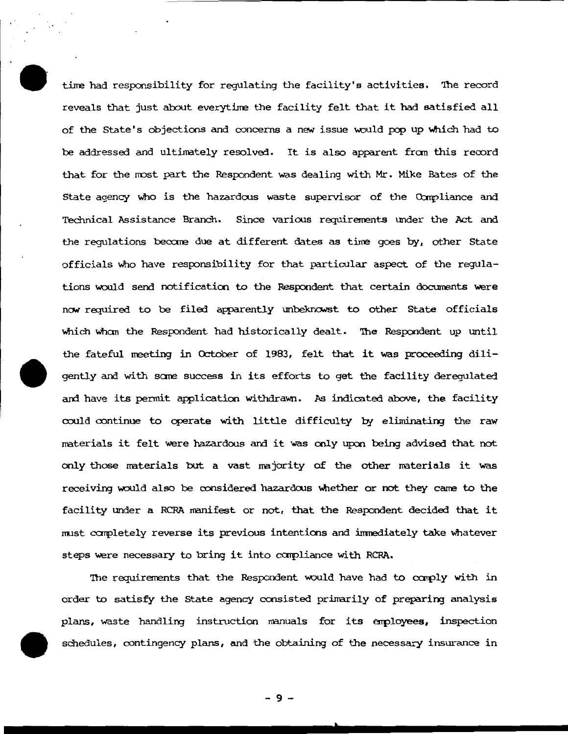time had responsibility for regulating the facility's activities. The record reveals that just about everytime the facility felt that it had satisfied all of the State's objections and concerns a new issue would pop up which had to be addressed and ultimately resolved. It is also apparent from this record that for the most part the Respondent was dealing with Mr. Mike Bates of the State agency who is the hazardous waste supervisor of the Compliance and Technical Assistance Branch. Since various requirements under the Act and the regulations become due at different dates as time goes by, other State officials who have responsibility for that particular aspect of the regulations would send notification to the Respondent that certain documents were now required to be filed apparently unbeknowst to other State officials which whom the Respondent had historically dealt. The Respondent up until the fateful meeting in October of 1983, felt that it was proceeding diligently and with some success in its efforts to get the facility deregulated and have its permit application withdrawn. As indicated above, the facility could continue to operate with little difficulty by eliminating the raw materials it felt were hazardous and it was only upon being advised that not only those materials but a vast majority of the other materials it was receiving would also be considered hazardous whether or not they came to the facility under a RCRA manifest or not, that the Respondent decided that it must completely reverse its previous intentions and immediately take whatever steps were necessary to bring it into compliance with RCRA.

The requirements that the Respondent would have had to comply with in order to satisfy the State agency consisted primarily of preparing analysis plans, waste handling instruction manuals for its employees, inspection schedules, contingency plans, and the obtaining of the necessary insurance in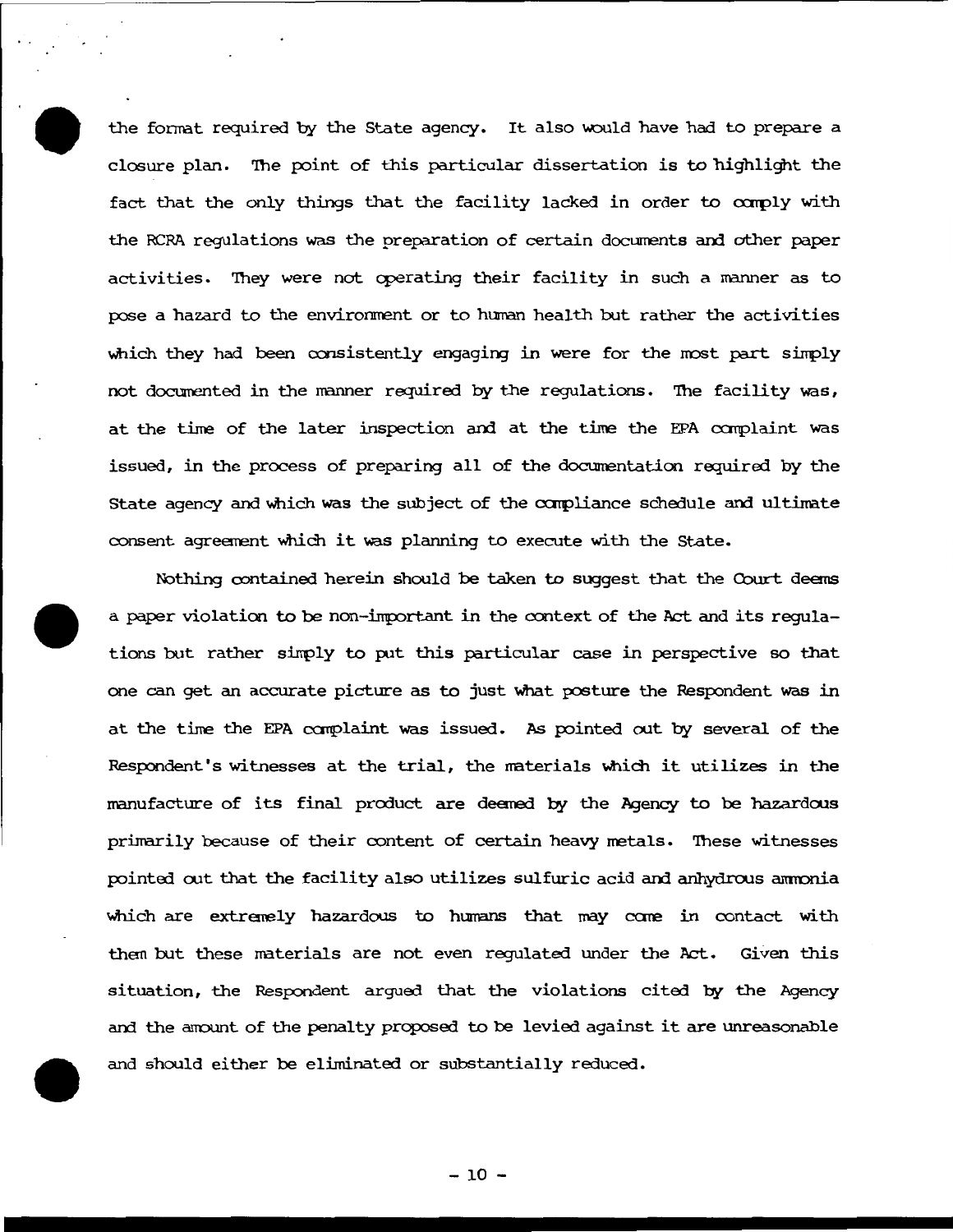the format required by the State agency. It also would have had to prepare a closure plan. The point of this particular dissertation is to highlight the fact that the only things that the facility lacked in order to comply with the RCRA regulations was the preparation of certain documents and other paper activities. They were not operating their facility in such a manner as to pose a hazard to the environment or to human health but rather the activities which they had been consistently engaging in were for the most part simply not documented in the manner required by the regulations. The facility was, at the time of the later inspection and at the time the EPA complaint was issued, in the process of preparing all of the documentation required by the State agency and which was the subject of the compliance schedule and ultimate consent agreement which it was planning to execute with the State.

Nothing contained herein should be taken to suggest that the Court deems a paper violation to be non-important in the context of the Act and its regulations but rather simply to put this particular case in perspective so that one can get an accurate picture as to just what posture the Respondent was in at the time the EPA complaint was issued. As pointed out by several of the Respondent's witnesses at the trial, the materials which it utilizes in the manufacture of its final product are deemed by the Agency to be hazardous primarily because of their content of certain heavy metals. These witnesses pointed out that the facility also utilizes sulfuric acid and anhydrous ammonia which are extremely hazardous to humans that may come in contact with them but these materials are not even regulated under the Act. Given this situation, the Respondent argued that the violations cited by the Agency and the amount of the penalty proposed to be levied against it are unreasonable and should either be eliminated or substantially reduced.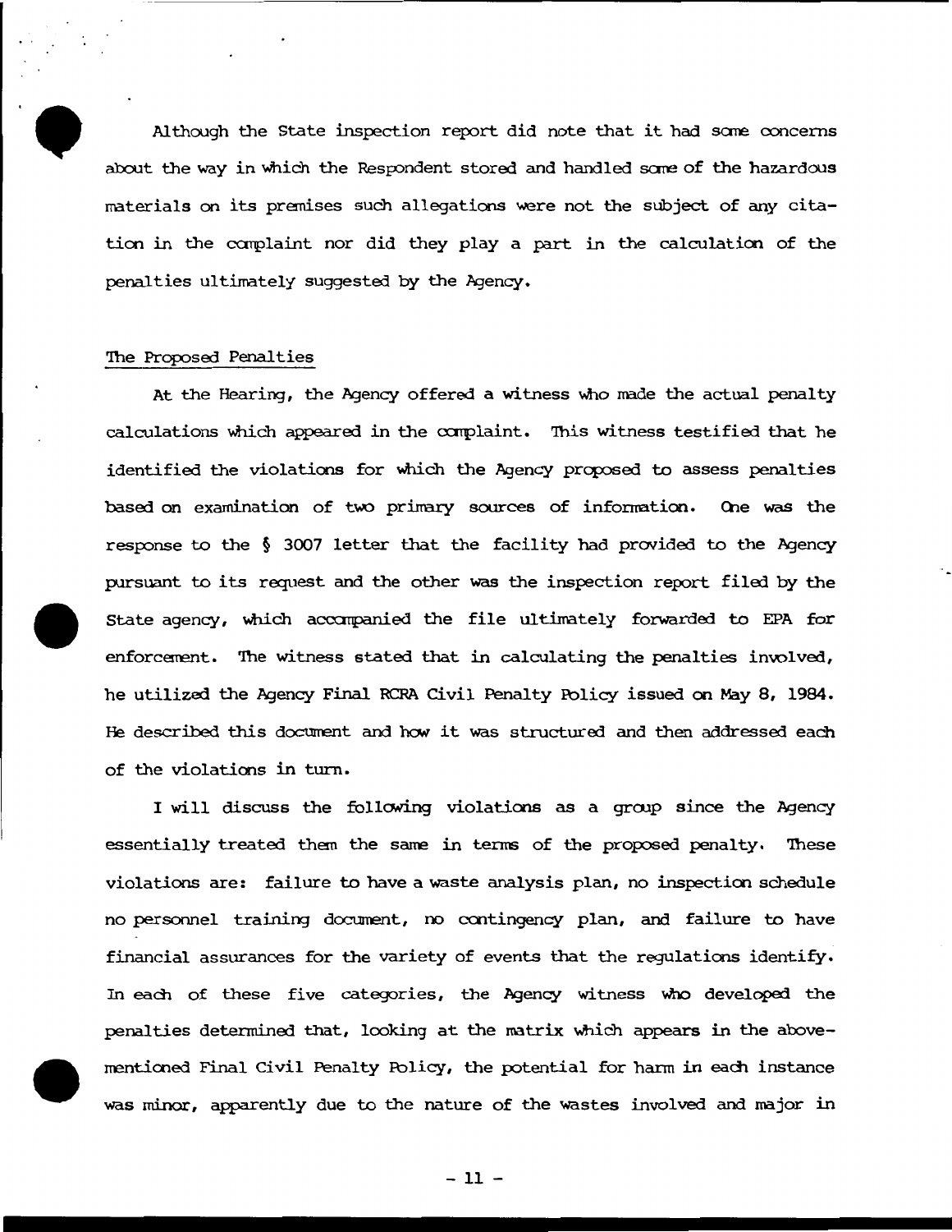Although the State inspection report did note that it had some concerns about the way in which the Respondent stored and handled some of the hazardous materials on its premises such allegations were not the subject of any citation in the complaint nor did they play a part in the calculation of the penalties ultimately suggested by the Agency.

The Proposed Penalties

At the Hearing, the Agency offered a witness who made the actual penalty calculations which appeared in the complaint. This witness testified that he identified the violations for which the Agency proposed to assess penalties based on examination of two primary sources of information. One was the response to the § 3007 letter that the facility had provided to the Agency pursuant to its request and the other was the inspection report filed by the State agency, which accompanied the file ultimately forwarded to EPA for enforcement. The witness stated that in calculating the penalties involved, he utilized the Agency Final RCRA Civil Penalty Policy issued on May 8, 1984. He described this document and how it was structured and then addressed each of the violations in turn.

I will discuss the following violations as a group since the Agency essentially treated them the same in terms of the proposed penalty. These violations are: failure to have a waste analysis plan, no inspection schedule no personnel training document, no contingency plan, and failure to have financial assurances for the variety of events that the regulations identify. In each of these five categories, the Agency witness who developed the penalties determined that, looking at the matrix which appears in the above-mentioned Final Civil Penalty Policy, the potential for harm in each instance was minor, apparently due to the nature of the wastes involved and major in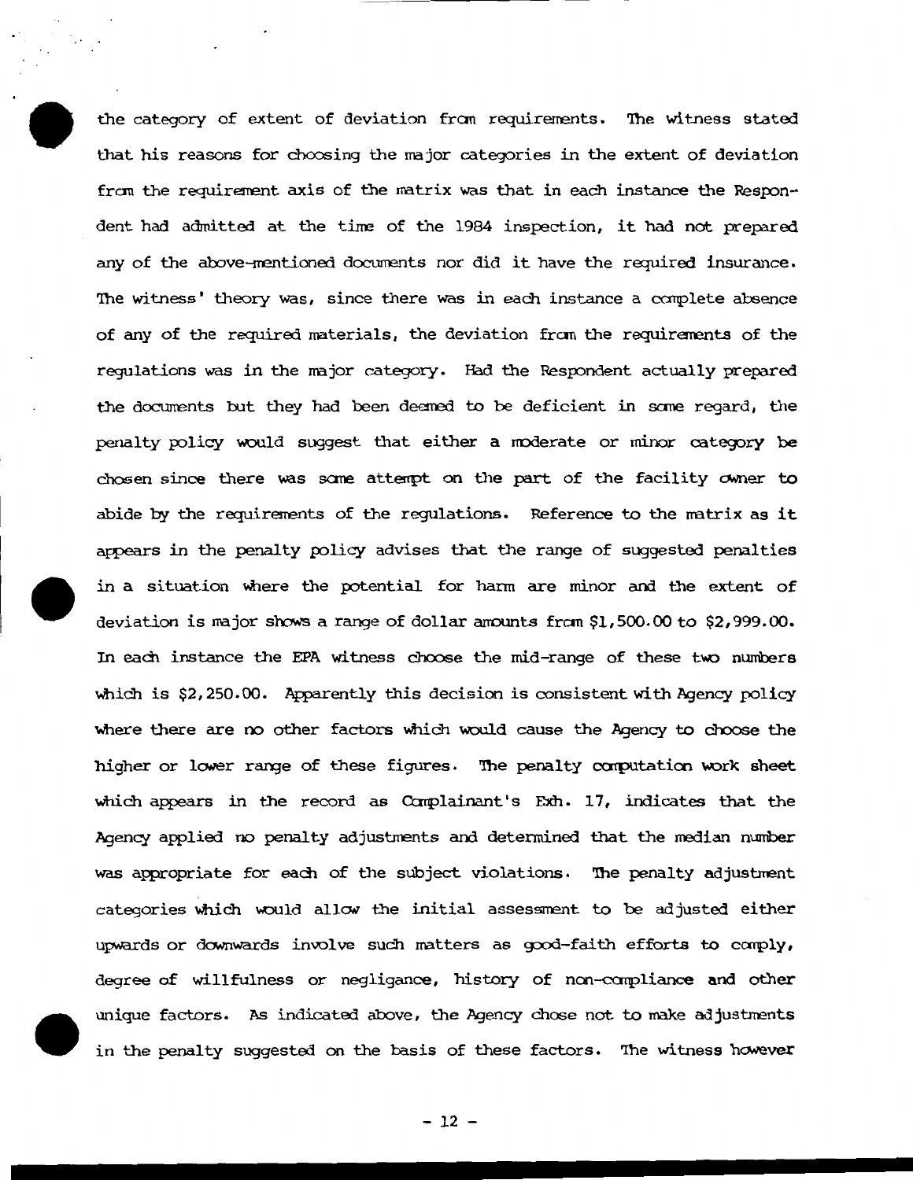the category of extent of deviation from requirements. The witness stated that his reasons for choosing the major categories in the extent of deviation from the requirement axis of the matrix was that in each instance the Respondent had admitted at the time of the 1984 inspection, it had not prepared any of the above-mentioned documents nor did it have the required insurance. The witness' theory was, since there was in each instance a complete absence of any of the required materials, the deviation from the requirements of the regulations was in the major category. Had the Respondent actually prepared the documents but they had been deemed to be deficient in some regard, the penalty policy would suggest that either a moderate or minor category be chosen since there was some attempt on the part of the facility owner to abide by the requirements of the regulations. Reference to the matrix as it appears in the penalty policy advises that the range of suggested penalties in a situation where the potential for harm are minor and the extent of deviation is major shows a range of dollar amounts from $1,500.00 to $2,999.00. In each instance the EPA witness choose the mid-range of these two numbers which is $2,250.00. Apparently this decision is consistent with Agency policy where there are no other factors which would cause the Agency to choose the higher or lower range of these figures. The penalty computation work sheet which appears in the record as Complainant's Exh. 17, indicates that the Agency applied no penalty adjustments and determined that the median number was appropriate for each of the subject violations. The penalty adjustment categories which would allow the initial assessment to be adjusted either upwards or downwards involve such matters as good-faith efforts to comply, degree of willfulness or negligence, history of non-compliance and other unique factors. As indicated above, the Agency chose not to make adjustments in the penalty suggested on the basis of these factors. The witness however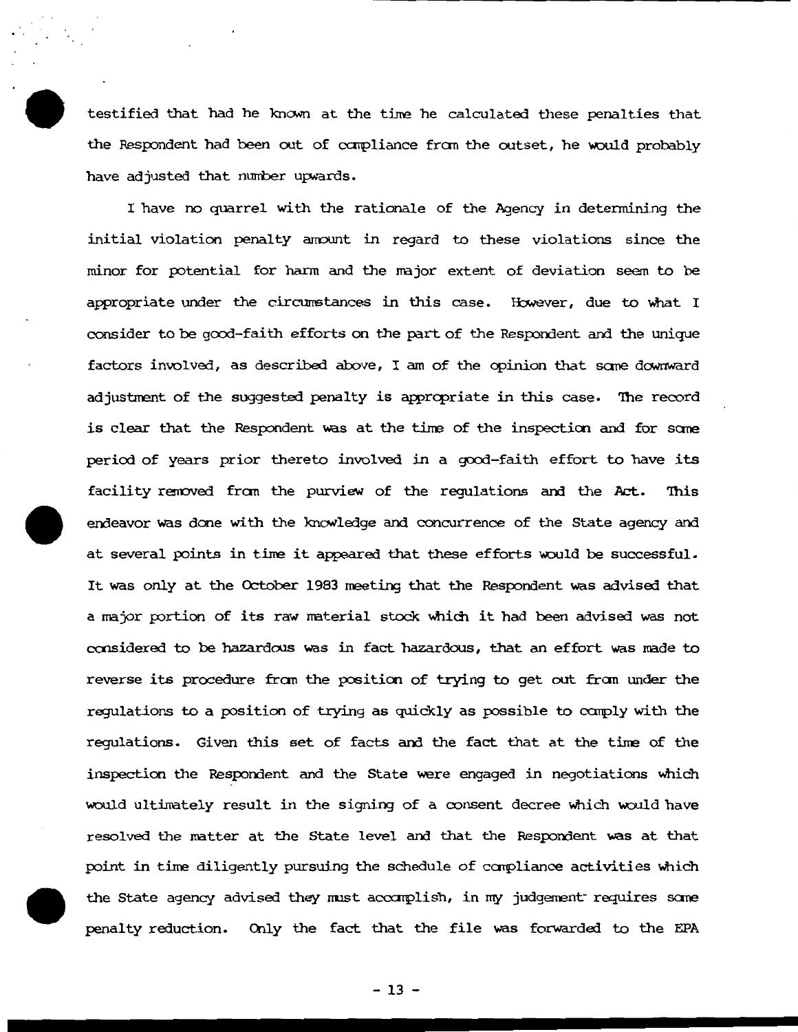testified that had he known at the time he calculated these penalties that the Respondent had been out of compliance from the outset, he would probably have adjusted that number upwards.

I have no quarrel with the rationale of the Agency in determining the initial violation penalty amount in regard to these violations since the minor for potential for harm and the major extent of deviation seem to be appropriate under the circumstances in this case. However, due to what I consider to be good-faith efforts on the part of the Respondent and the unique factors involved, as described above, I am of the opinion that some downward adjustment of the suggested penalty is appropriate in this case. The record is clear that the Respondent was at the time of the inspection and for some period of years prior thereto involved in a good-faith effort to have its facility removed from the purview of the regulations and the Act. This endeavor was done with the knowledge and concurrence of the State agency and at several points in time it appeared that these efforts would be successful. It was only at the October 1983 meeting that the Respondent was advised that a major portion of its raw material stock which it had been advised was not considered to be hazardous was in fact hazardous, that an effort was made to reverse its procedure from the position of trying to get out from under the regulations to a position of trying as quickly as possible to comply with the regulations. Given this set of facts and the fact that at the time of the inspection the Respondent and the State were engaged in negotiations which would ultimately result in the signing of a consent decree which would have resolved the matter at the State level and that the Respondent was at that point in time diligently pursuing the schedule of compliance activities which the State agency advised they must accomplish, in my judgement requires some penalty reduction. Only the fact that the file was forwarded to the EPA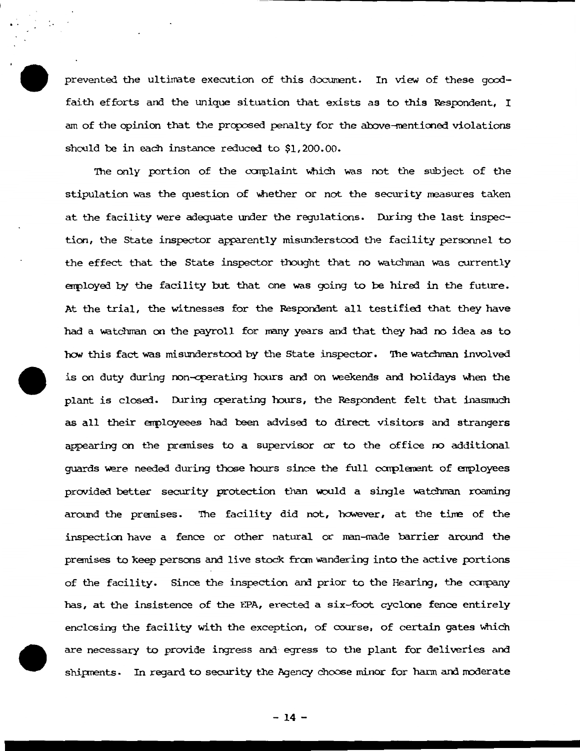prevented the ultimate execution of this document. In view of these good-faith efforts and the unique situation that exists as to this Respondent, I am of the opinion that the proposed penalty for the above-mentioned violations should be in each instance reduced to $1,200.00.

The only portion of the complaint which was not the subject of the stipulation was the question of whether or not the security measures taken at the facility were adequate under the regulations. During the last inspection, the State inspector apparently misunderstood the facility personnel to the effect that the State inspector thought that no watchman was currently employed by the facility but that one was going to be hired in the future. At the trial, the witnesses for the Respondent all testified that they have had a watchman on the payroll for many years and that they had no idea as to how this fact was misunderstood by the State inspector. The watchman involved is on duty during non-operating hours and on weekends and holidays when the plant is closed. During operating hours, the Respondent felt that inasmuch as all their employeees had been advised to direct visitors and strangers appearing on the premises to a supervisor or to the office no additional guards were needed during those hours since the full complement of employees provided better security protection than would a single watchman roaming around the premises. The facility did not, however, at the time of the inspection have a fence or other natural or man-made barrier around the premises to keep persons and live stock from wandering into the active portions of the facility. Since the inspection and prior to the Hearing, the company has, at the insistence of the EPA, erected a six-foot cyclone fence entirely enclosing the facility with the exception, of course, of certain gates which are necessary to provide ingress and egress to the plant for deliveries and shipments. In regard to security the Agency choose minor for harm and moderate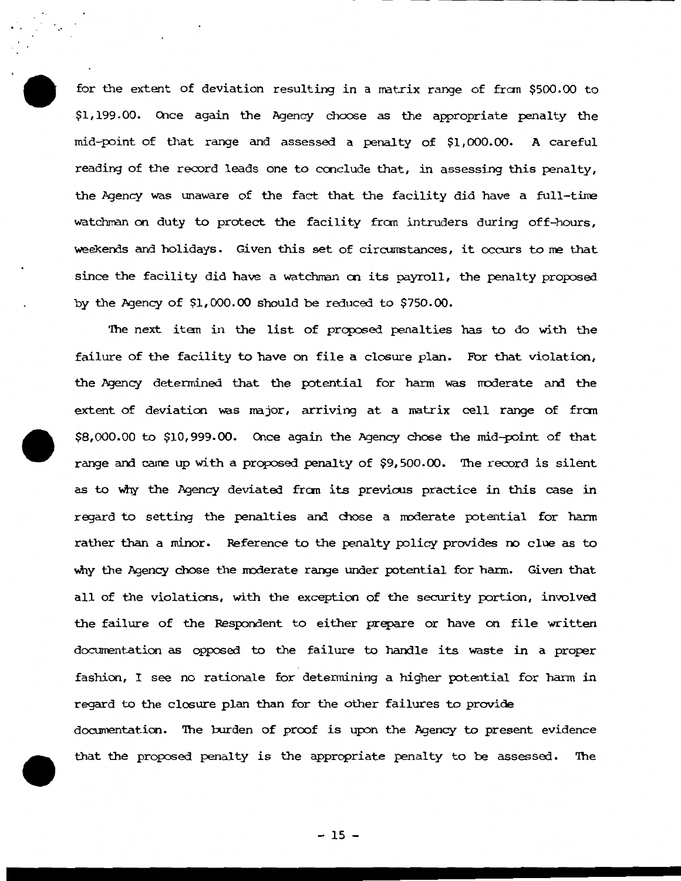for the extent of deviation resulting in a matrix range of from $500.00 to $1,199.00. Once again the Agency choose as the appropriate penalty the mid-point of that range and assessed a penalty of $1,000.00. A careful reading of the record leads one to conclude that, in assessing this penalty, the Agency was unaware of the fact that the facility did have a full-time watchman on duty to protect the facility from intruders during off-hours, weekends and holidays. Given this set of circumstances, it occurs to me that since the facility did have a watchman on its payroll, the penalty proposed by the Agency of $1,000.00 should be reduced to $750.00.

The next item in the list of proposed penalties has to do with the failure of the facility to have on file a closure plan. For that violation, the Agency determined that the potential for harm was moderate and the extent of deviation was major, arriving at a matrix cell range of from $8,000.00 to $10,999.00. Once again the Agency chose the mid-point of that range and came up with a proposed penalty of $9,500.00. The record is silent as to why the Agency deviated from its previous practice in this case in regard to setting the penalties and chose a moderate potential for harm rather than a minor. Reference to the penalty policy provides no clue as to why the Agency chose the moderate range under potential for harm. Given that all of the violations, with the exception of the security portion, involved the failure of the Respondent to either prepare or have on file written documentation as opposed to the failure to handle its waste in a proper fashion, I see no rationale for determining a higher potential for harm in regard to the closure plan than for the other failures to provide documentation. The burden of proof is upon the Agency to present evidence that the proposed penalty is the appropriate penalty to be assessed. The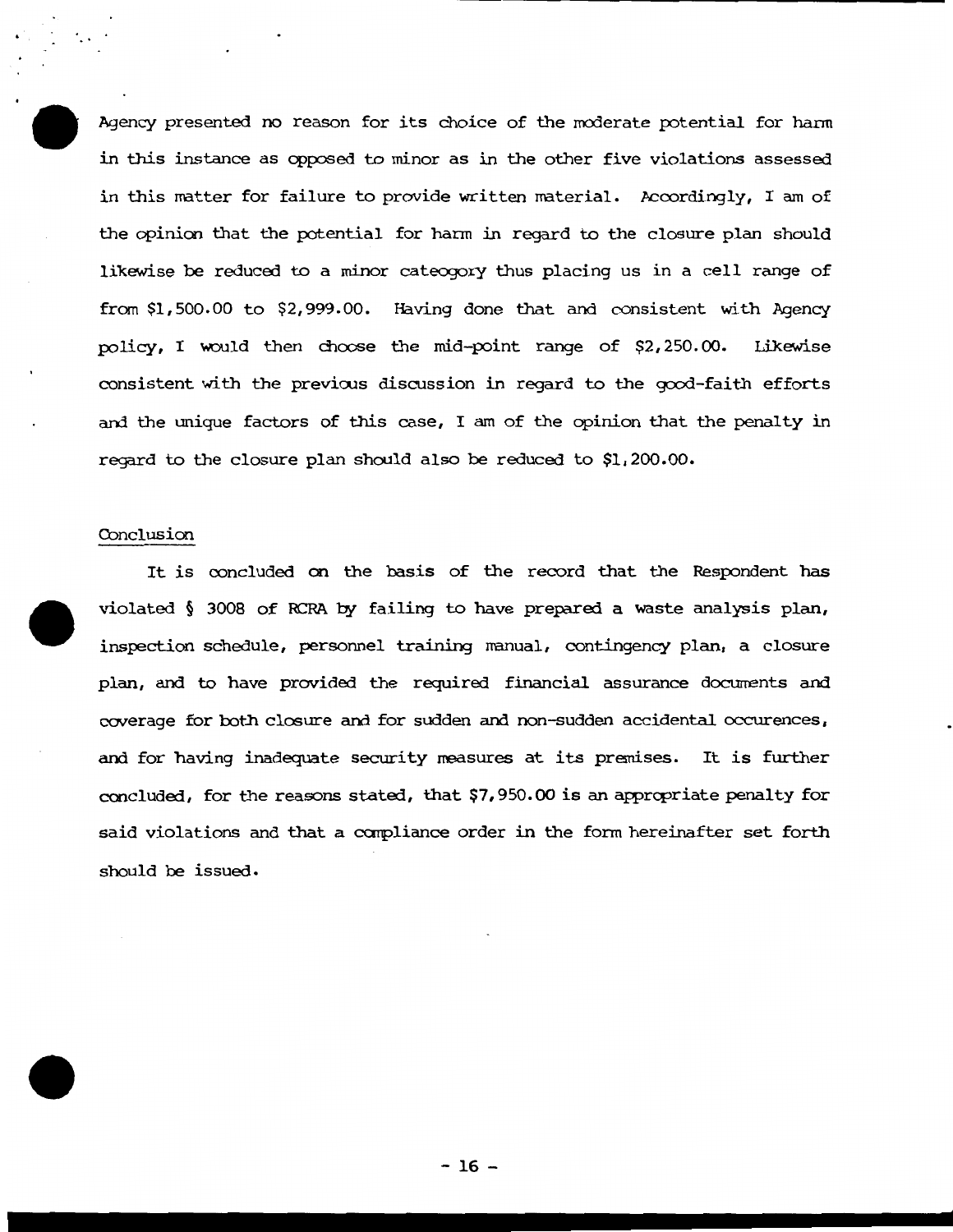Agency presented no reason for its choice of the moderate potential for harm in this instance as opposed to minor as in the other five violations assessed in this matter for failure to provide written material. Accordingly, I am of the opinion that the potential for harm in regard to the closure plan should likewise be reduced to a minor cateogory thus placing us in a cell range of from $1,500.00 to $2,999.00. Having done that and consistent with Agency policy, I would then choose the mid-point range of $2,250.00. Likewise consistent with the previous discussion in regard to the good-faith efforts and the unique factors of this case, I am of the opinion that the penalty in regard to the closure plan should also be reduced to $1,200.00.

## Conclusion

It is concluded on the basis of the record that the Respondent has violated § 3008 of RCRA by failing to have prepared a waste analysis plan, inspection schedule, personnel training manual, contingency plan, a closure plan, and to have provided the required financial assurance documents and coverage for both closure and for sudden and non-sudden accidental occurences, and for having inadequate security measures at its premises. It is further concluded, for the reasons stated, that $7,950.00 is an appropriate penalty for said violations and that a compliance order in the form hereinafter set forth should be issued.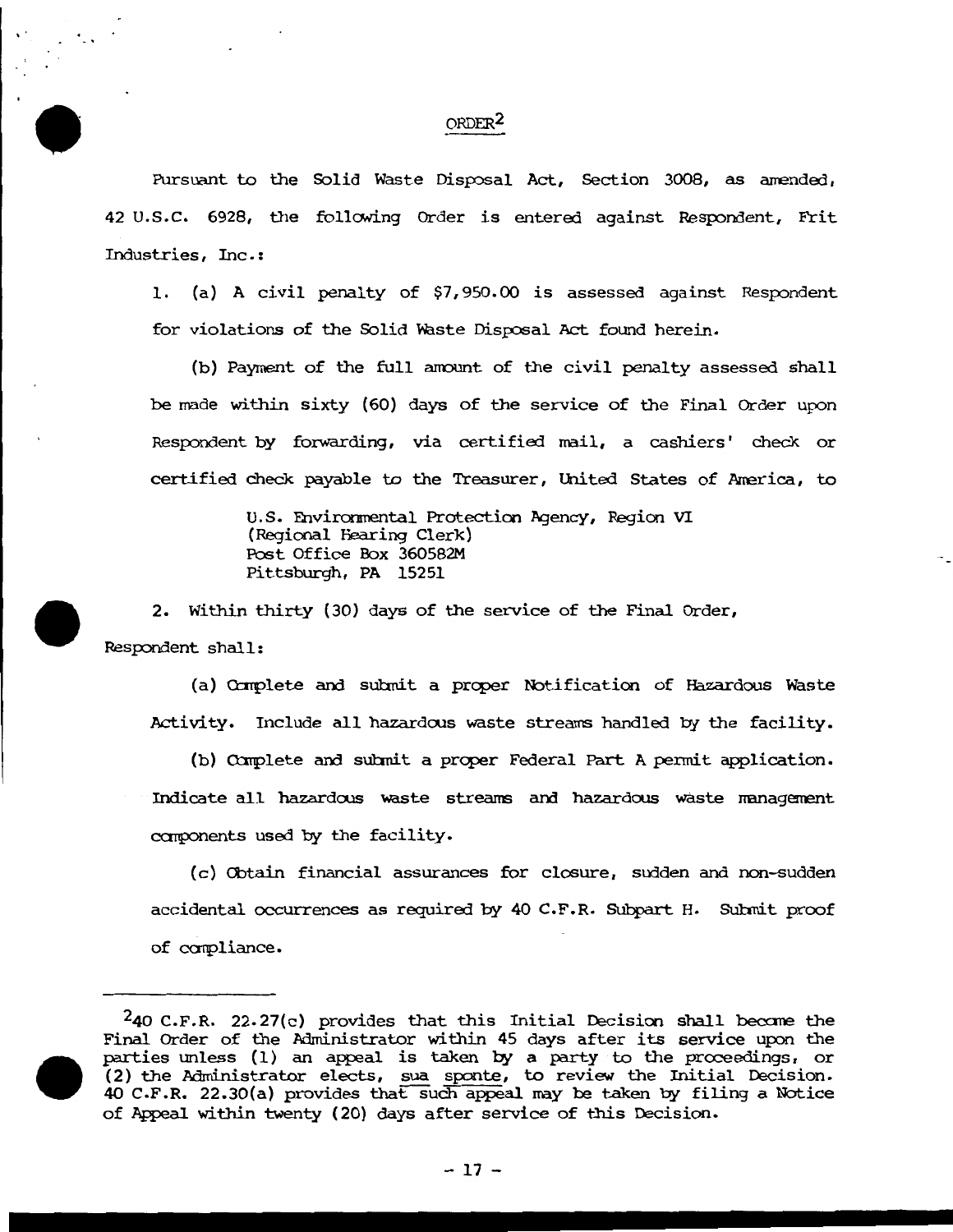## ORDER[2]

Pursuant to the Solid Waste Disposal Act, Section 3008, as amended, 42 U.S.C. 6928, the following Order is entered against Respondent, Frit Industries, Inc.:

1. (a) A civil penalty of $7,950.00 is assessed against Respondent for violations of the Solid Waste Disposal Act found herein.

(b) Payment of the full amount of the civil penalty assessed shall be made within sixty (60) days of the service of the Final Order upon Respondent by forwarding, via certified mail, a cashiers' check or certified check payable to the Treasurer, United States of America, to

> U.S. Environmental Protection Agency, Region VI
> (Regional Hearing Clerk)
> Post Office Box 360582M
> Pittsburgh, PA 15251

2. Within thirty (30) days of the service of the Final Order, Respondent shall:

(a) Complete and submit a proper Notification of Hazardous Waste Activity. Include all hazardous waste streams handled by the facility.

(b) Complete and submit a proper Federal Part A permit application. Indicate all hazardous waste streams and hazardous waste management components used by the facility.

(c) Obtain financial assurances for closure, sudden and non-sudden accidental occurrences as required by 40 C.F.R. Subpart H. Submit proof of compliance.

---

[2] 40 C.F.R. 22.27(c) provides that this Initial Decision shall become the Final Order of the Administrator within 45 days after its service upon the parties unless (1) an appeal is taken by a party to the proceedings, or (2) the Administrator elects, *sua sponte*, to review the Initial Decision. 40 C.F.R. 22.30(a) provides that such appeal may be taken by filing a Notice of Appeal within twenty (20) days after service of this Decision.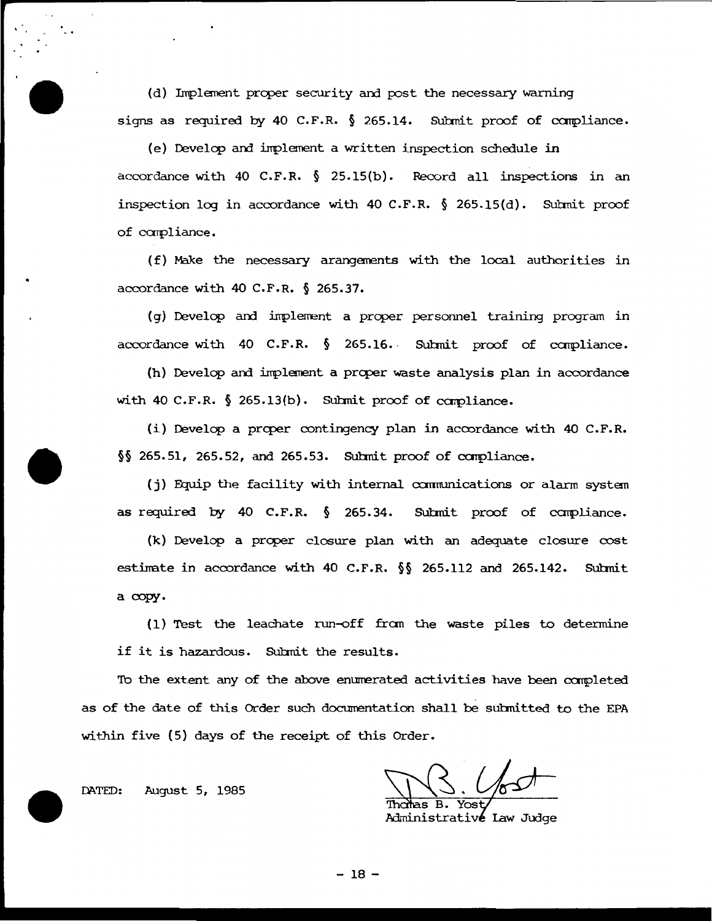(d) Implement proper security and post the necessary warning signs as required by 40 C.F.R. § 265.14. Submit proof of compliance.

(e) Develop and implement a written inspection schedule in accordance with 40 C.F.R. § 25.15(b). Record all inspections in an inspection log in accordance with 40 C.F.R. § 265.15(d). Submit proof of compliance.

(f) Make the necessary arrangements with the local authorities in accordance with 40 C.F.R. § 265.37.

(g) Develop and implement a proper personnel training program in accordance with 40 C.F.R. § 265.16. Submit proof of compliance.

(h) Develop and implement a proper waste analysis plan in accordance with 40 C.F.R. § 265.13(b). Submit proof of compliance.

(i) Develop a proper contingency plan in accordance with 40 C.F.R. §§ 265.51, 265.52, and 265.53. Submit proof of compliance.

(j) Equip the facility with internal communications or alarm system as required by 40 C.F.R. § 265.34. Submit proof of compliance.

(k) Develop a proper closure plan with an adequate closure cost estimate in accordance with 40 C.F.R. §§ 265.112 and 265.142. Submit a copy.

(l) Test the leachate run-off from the waste piles to determine if it is hazardous. Submit the results.

To the extent any of the above enumerated activities have been completed as of the date of this Order such documentation shall be submitted to the EPA within five (5) days of the receipt of this Order.

DATED: August 5, 1985

Thomas B. Yost
Administrative Law Judge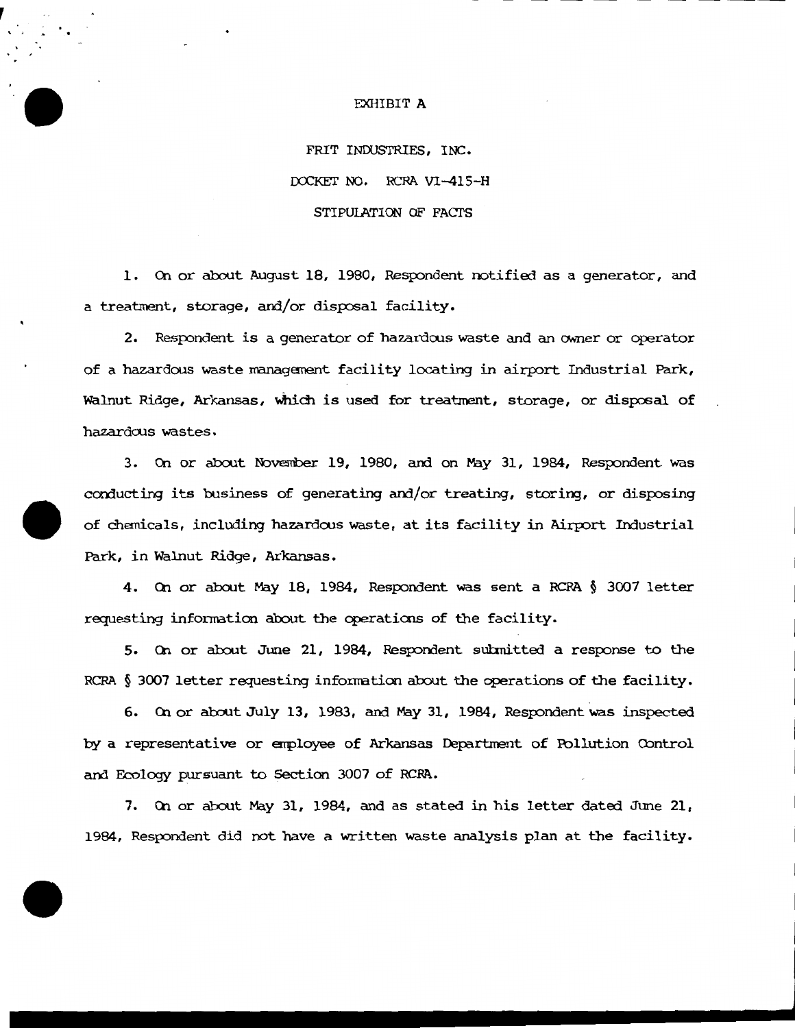EXHIBIT A

FRIT INDUSTRIES, INC.

DOCKET NO. RCRA VI-415-H

STIPULATION OF FACTS

1. On or about August 18, 1980, Respondent notified as a generator, and a treatment, storage, and/or disposal facility.

2. Respondent is a generator of hazardous waste and an owner or operator of a hazardous waste management facility locating in airport Industrial Park, Walnut Ridge, Arkansas, which is used for treatment, storage, or disposal of hazardous wastes.

3. On or about November 19, 1980, and on May 31, 1984, Respondent was conducting its business of generating and/or treating, storing, or disposing of chemicals, including hazardous waste, at its facility in Airport Industrial Park, in Walnut Ridge, Arkansas.

4. On or about May 18, 1984, Respondent was sent a RCRA § 3007 letter requesting information about the operations of the facility.

5. On or about June 21, 1984, Respondent submitted a response to the RCRA § 3007 letter requesting information about the operations of the facility.

6. On or about July 13, 1983, and May 31, 1984, Respondent was inspected by a representative or employee of Arkansas Department of Pollution Control and Ecology pursuant to Section 3007 of RCRA.

7. On or about May 31, 1984, and as stated in his letter dated June 21, 1984, Respondent did not have a written waste analysis plan at the facility.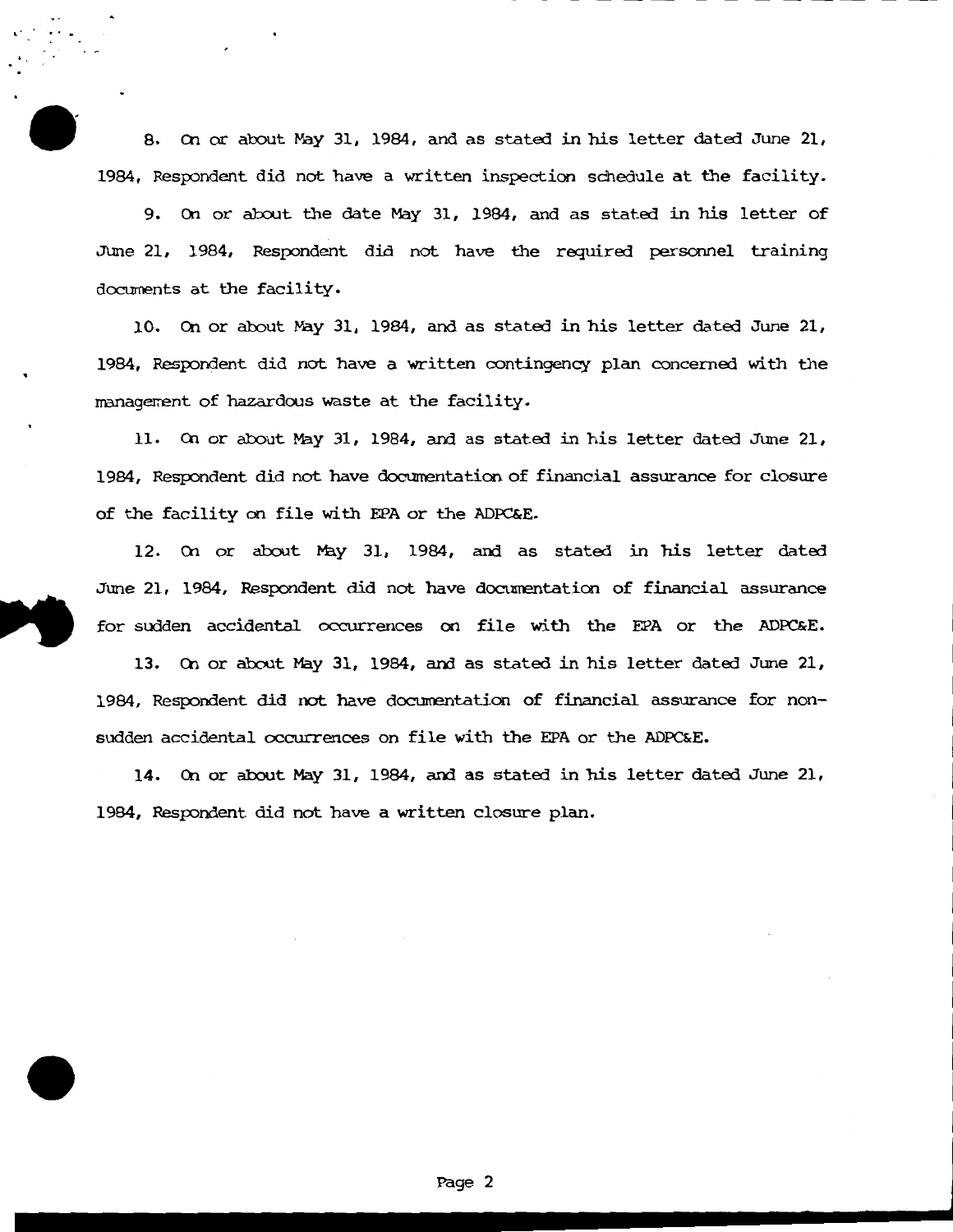8. On or about May 31, 1984, and as stated in his letter dated June 21, 1984, Respondent did not have a written inspection schedule at the facility.

9. On or about the date May 31, 1984, and as stated in his letter of June 21, 1984, Respondent did not have the required personnel training documents at the facility.

10. On or about May 31, 1984, and as stated in his letter dated June 21, 1984, Respondent did not have a written contingency plan concerned with the management of hazardous waste at the facility.

11. On or about May 31, 1984, and as stated in his letter dated June 21, 1984, Respondent did not have documentation of financial assurance for closure of the facility on file with EPA or the ADPC&E.

12. On or about May 31, 1984, and as stated in his letter dated June 21, 1984, Respondent did not have documentation of financial assurance for sudden accidental occurrences on file with the EPA or the ADPC&E.

13. On or about May 31, 1984, and as stated in his letter dated June 21, 1984, Respondent did not have documentation of financial assurance for non-sudden accidental occurrences on file with the EPA or the ADPC&E.

14. On or about May 31, 1984, and as stated in his letter dated June 21, 1984, Respondent did not have a written closure plan.